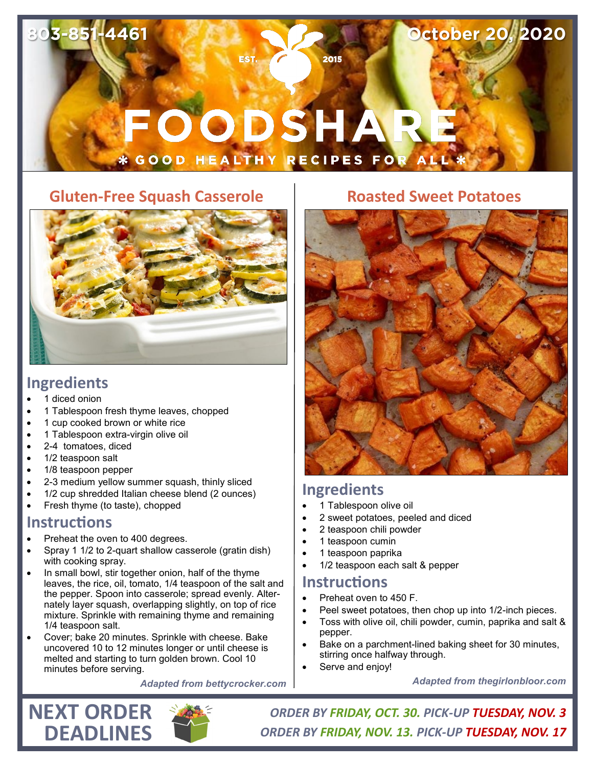803-851-4461

October 20, 2020

EST. 2015

# FOODSHARE

* GOOD HEALTHY RECIPES FOR ALL *

## Gluten-Free Squash Casserole

### Ingredients

- 1 diced onion
- 1 Tablespoon fresh thyme leaves, chopped
- 1 cup cooked brown or white rice
- 1 Tablespoon extra-virgin olive oil
- 2-4 tomatoes, diced
- 1/2 teaspoon salt
- 1/8 teaspoon pepper
- 2-3 medium yellow summer squash, thinly sliced
- 1/2 cup shredded Italian cheese blend (2 ounces)
- Fresh thyme (to taste), chopped

### Instructions

- Preheat the oven to 400 degrees.
- Spray 1 1/2 to 2-quart shallow casserole (gratin dish) with cooking spray.
- In small bowl, stir together onion, half of the thyme leaves, the rice, oil, tomato, 1/4 teaspoon of the salt and the pepper. Spoon into casserole; spread evenly. Alternately layer squash, overlapping slightly, on top of rice mixture. Sprinkle with remaining thyme and remaining 1/4 teaspoon salt.
- Cover; bake 20 minutes. Sprinkle with cheese. Bake uncovered 10 to 12 minutes longer or until cheese is melted and starting to turn golden brown. Cool 10 minutes before serving.

*Adapted from bettycrocker.com*

## Roasted Sweet Potatoes

### Ingredients

- 1 Tablespoon olive oil
- 2 sweet potatoes, peeled and diced
- 2 teaspoon chili powder
- 1 teaspoon cumin
- 1 teaspoon paprika
- 1/2 teaspoon each salt & pepper

### Instructions

- Preheat oven to 450 F.
- Peel sweet potatoes, then chop up into 1/2-inch pieces.
- Toss with olive oil, chili powder, cumin, paprika and salt & pepper.
- Bake on a parchment-lined baking sheet for 30 minutes, stirring once halfway through.
- Serve and enjoy!

*Adapted from thegirlonbloor.com*

## NEXT ORDER DEADLINES

*ORDER BY FRIDAY, OCT. 30. PICK-UP TUESDAY, NOV. 3*

*ORDER BY FRIDAY, NOV. 13. PICK-UP TUESDAY, NOV. 17*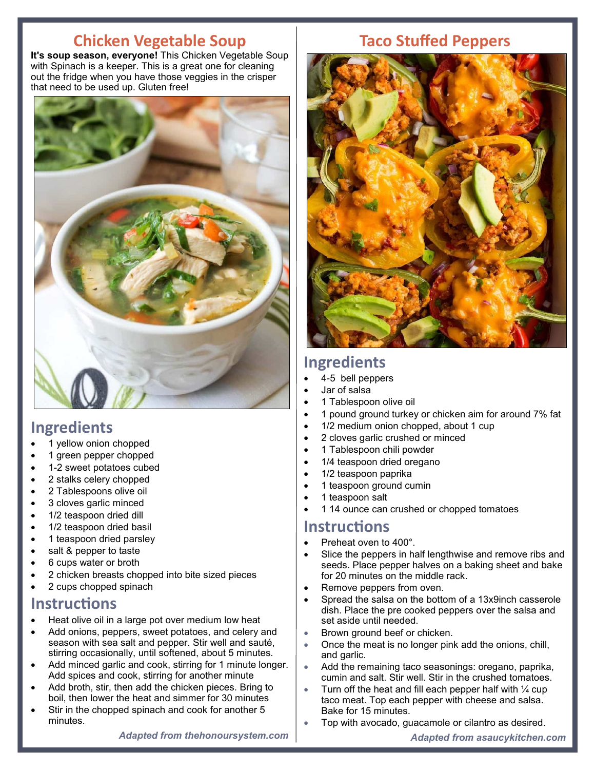# Chicken Vegetable Soup

**It's soup season, everyone!** This Chicken Vegetable Soup with Spinach is a keeper. This is a great one for cleaning out the fridge when you have those veggies in the crisper that need to be used up. Gluten free!

## Ingredients

- 1 yellow onion chopped
- 1 green pepper chopped
- 1-2 sweet potatoes cubed
- 2 stalks celery chopped
- 2 Tablespoons olive oil
- 3 cloves garlic minced
- 1/2 teaspoon dried dill
- 1/2 teaspoon dried basil
- 1 teaspoon dried parsley
- salt & pepper to taste
- 6 cups water or broth
- 2 chicken breasts chopped into bite sized pieces
- 2 cups chopped spinach

## Instructions

- Heat olive oil in a large pot over medium low heat
- Add onions, peppers, sweet potatoes, and celery and season with sea salt and pepper. Stir well and sauté, stirring occasionally, until softened, about 5 minutes.
- Add minced garlic and cook, stirring for 1 minute longer. Add spices and cook, stirring for another minute
- Add broth, stir, then add the chicken pieces. Bring to boil, then lower the heat and simmer for 30 minutes
- Stir in the chopped spinach and cook for another 5 minutes.

***Adapted from thehonoursystem.com***

# Taco Stuffed Peppers

## Ingredients

- 4-5 bell peppers
- Jar of salsa
- 1 Tablespoon olive oil
- 1 pound ground turkey or chicken aim for around 7% fat
- 1/2 medium onion chopped, about 1 cup
- 2 cloves garlic crushed or minced
- 1 Tablespoon chili powder
- 1/4 teaspoon dried oregano
- 1/2 teaspoon paprika
- 1 teaspoon ground cumin
- 1 teaspoon salt
- 1 14 ounce can crushed or chopped tomatoes

## Instructions

- Preheat oven to 400°.
- Slice the peppers in half lengthwise and remove ribs and seeds. Place pepper halves on a baking sheet and bake for 20 minutes on the middle rack.
- Remove peppers from oven.
- Spread the salsa on the bottom of a 13x9inch casserole dish. Place the pre cooked peppers over the salsa and set aside until needed.
- Brown ground beef or chicken.
- Once the meat is no longer pink add the onions, chill, and garlic.
- Add the remaining taco seasonings: oregano, paprika, cumin and salt. Stir well. Stir in the crushed tomatoes.
- Turn off the heat and fill each pepper half with ¼ cup taco meat. Top each pepper with cheese and salsa. Bake for 15 minutes.
- Top with avocado, guacamole or cilantro as desired.

***Adapted from asaucykitchen.com***